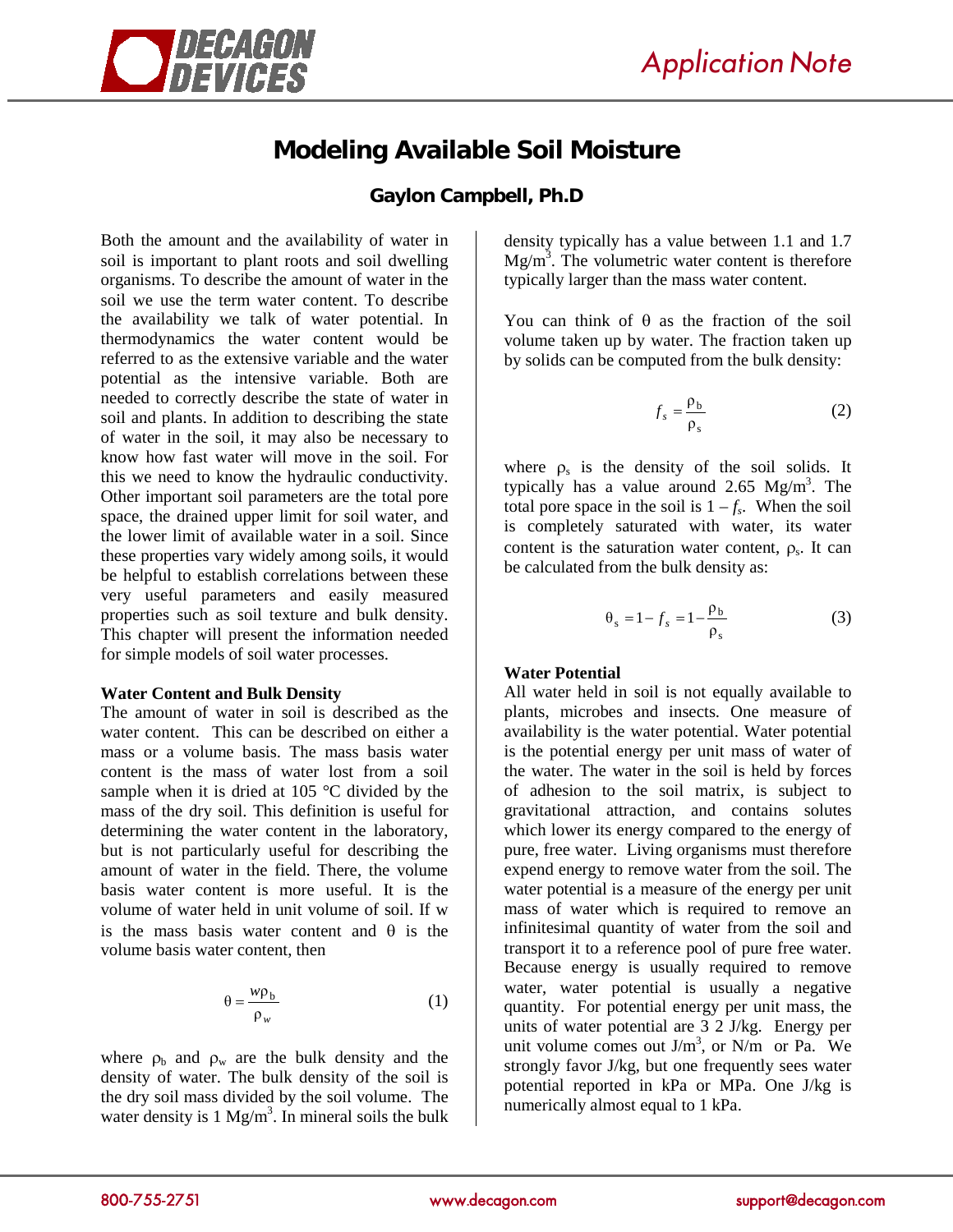# Modeling Available Soil Moisture

### Gaylon Campbell, Ph.D

Both the amount and the availability of water in soil is important to plant roots and soil dwelling organisms. To describe the amount of water in the soil we use the term water content. To describe the availability we talk of water potential. In thermodynamics the water content would be referred to as the extensive variable and the water potential as the intensive variable. Both are needed to correctly describe the state of water in soil and plants. In addition to describing the state of water in the soil, it may also be necessary to know how fast water will move in the soil. For this we need to know the hydraulic conductivity. Other important soil parameters are the total pore space, the drained upper limit for soil water, and the lower limit of available water in a soil. Since these properties vary widely among soils, it would be helpful to establish correlations between these very useful parameters and easily measured properties such as soil texture and bulk density. This chapter will present the information needed for simple models of soil water processes.

**Water Content and Bulk Density**

The amount of water in soil is described as the water content. This can be described on either a mass or a volume basis. The mass basis water content is the mass of water lost from a soil sample when it is dried at 105 °C divided by the mass of the dry soil. This definition is useful for determining the water content in the laboratory, but is not particularly useful for describing the amount of water in the field. There, the volume basis water content is more useful. It is the volume of water held in unit volume of soil. If w is the mass basis water content and θ is the volume basis water content, then

$$\theta = \frac{w\rho_b}{\rho_w} \tag{1}$$

where $\rho_b$ and $\rho_w$ are the bulk density and the density of water. The bulk density of the soil is the dry soil mass divided by the soil volume. The water density is 1 $Mg/m^3$. In mineral soils the bulk density typically has a value between 1.1 and 1.7 $Mg/m^3$. The volumetric water content is therefore typically larger than the mass water content.

You can think of θ as the fraction of the soil volume taken up by water. The fraction taken up by solids can be computed from the bulk density:

$$f_s = \frac{\rho_b}{\rho_s} \tag{2}$$

where $\rho_s$ is the density of the soil solids. It typically has a value around 2.65 $Mg/m^3$. The total pore space in the soil is $1 - f_s$. When the soil is completely saturated with water, its water content is the saturation water content, $\rho_s$. It can be calculated from the bulk density as:

$$\theta_s = 1 - f_s = 1 - \frac{\rho_b}{\rho_s} \tag{3}$$

**Water Potential**

All water held in soil is not equally available to plants, microbes and insects. One measure of availability is the water potential. Water potential is the potential energy per unit mass of water of the water. The water in the soil is held by forces of adhesion to the soil matrix, is subject to gravitational attraction, and contains solutes which lower its energy compared to the energy of pure, free water. Living organisms must therefore expend energy to remove water from the soil. The water potential is a measure of the energy per unit mass of water which is required to remove an infinitesimal quantity of water from the soil and transport it to a reference pool of pure free water. Because energy is usually required to remove water, water potential is usually a negative quantity. For potential energy per unit mass, the units of water potential are 3 2 J/kg. Energy per unit volume comes out $J/m^3$, or N/m or Pa. We strongly favor J/kg, but one frequently sees water potential reported in kPa or MPa. One J/kg is numerically almost equal to 1 kPa.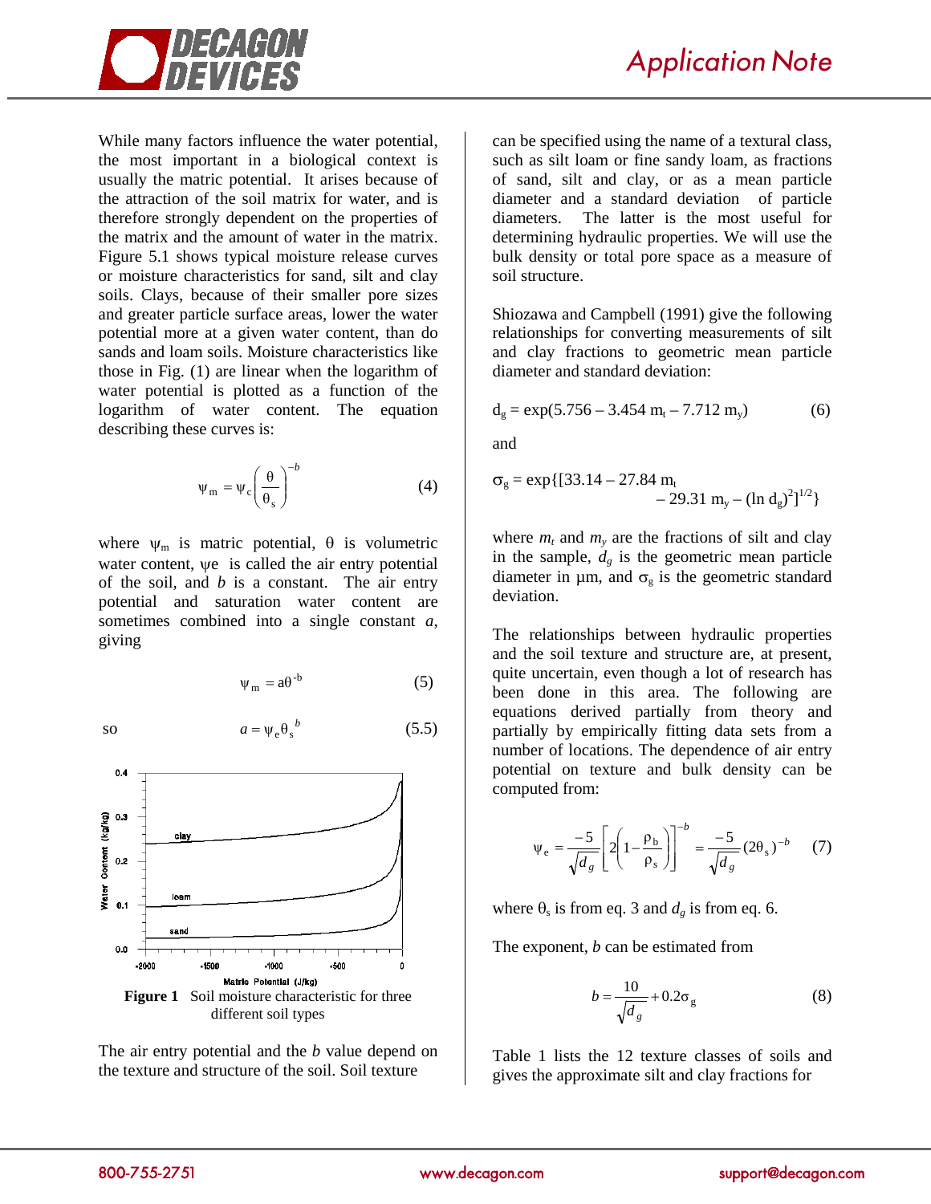While many factors influence the water potential, the most important in a biological context is usually the matric potential. It arises because of the attraction of the soil matrix for water, and is therefore strongly dependent on the properties of the matrix and the amount of water in the matrix. Figure 5.1 shows typical moisture release curves or moisture characteristics for sand, silt and clay soils. Clays, because of their smaller pore sizes and greater particle surface areas, lower the water potential more at a given water content, than do sands and loam soils. Moisture characteristics like those in Fig. (1) are linear when the logarithm of water potential is plotted as a function of the logarithm of water content. The equation describing these curves is:

$$\psi_m = \psi_c \left( \frac{\theta}{\theta_s} \right)^{-b} \tag{4}$$

where $\psi_m$ is matric potential, $\theta$ is volumetric water content, $\psi e$ is called the air entry potential of the soil, and $b$ is a constant. The air entry potential and saturation water content are sometimes combined into a single constant $a$, giving

$$\psi_m = a\theta^{-b} \tag{5}$$

so

$$a = \psi_e \theta_s^{\ b} \tag{5.5}$$

**Figure 1** Soil moisture characteristic for three different soil types

The air entry potential and the $b$ value depend on the texture and structure of the soil. Soil texture can be specified using the name of a textural class, such as silt loam or fine sandy loam, as fractions of sand, silt and clay, or as a mean particle diameter and a standard deviation of particle diameters. The latter is the most useful for determining hydraulic properties. We will use the bulk density or total pore space as a measure of soil structure.

Shiozawa and Campbell (1991) give the following relationships for converting measurements of silt and clay fractions to geometric mean particle diameter and standard deviation:

$$d_g = \exp(5.756 - 3.454\ m_t - 7.712\ m_y) \tag{6}$$

and

$$\sigma_g = \exp\{[33.14 - 27.84\ m_t - 29.31\ m_y - (\ln d_g)^2]^{1/2}\}$$

where $m_t$ and $m_y$ are the fractions of silt and clay in the sample, $d_g$ is the geometric mean particle diameter in µm, and $\sigma_g$ is the geometric standard deviation.

The relationships between hydraulic properties and the soil texture and structure are, at present, quite uncertain, even though a lot of research has been done in this area. The following are equations derived partially from theory and partially by empirically fitting data sets from a number of locations. The dependence of air entry potential on texture and bulk density can be computed from:

$$\psi_e = \frac{-5}{\sqrt{d_g}} \left[ 2\left( 1 - \frac{\rho_b}{\rho_s} \right) \right]^{-b} = \frac{-5}{\sqrt{d_g}} (2\theta_s)^{-b} \tag{7}$$

where $\theta_s$ is from eq. 3 and $d_g$ is from eq. 6.

The exponent, $b$ can be estimated from

$$b = \frac{10}{\sqrt{d_g}} + 0.2\sigma_g \tag{8}$$

Table 1 lists the 12 texture classes of soils and gives the approximate silt and clay fractions for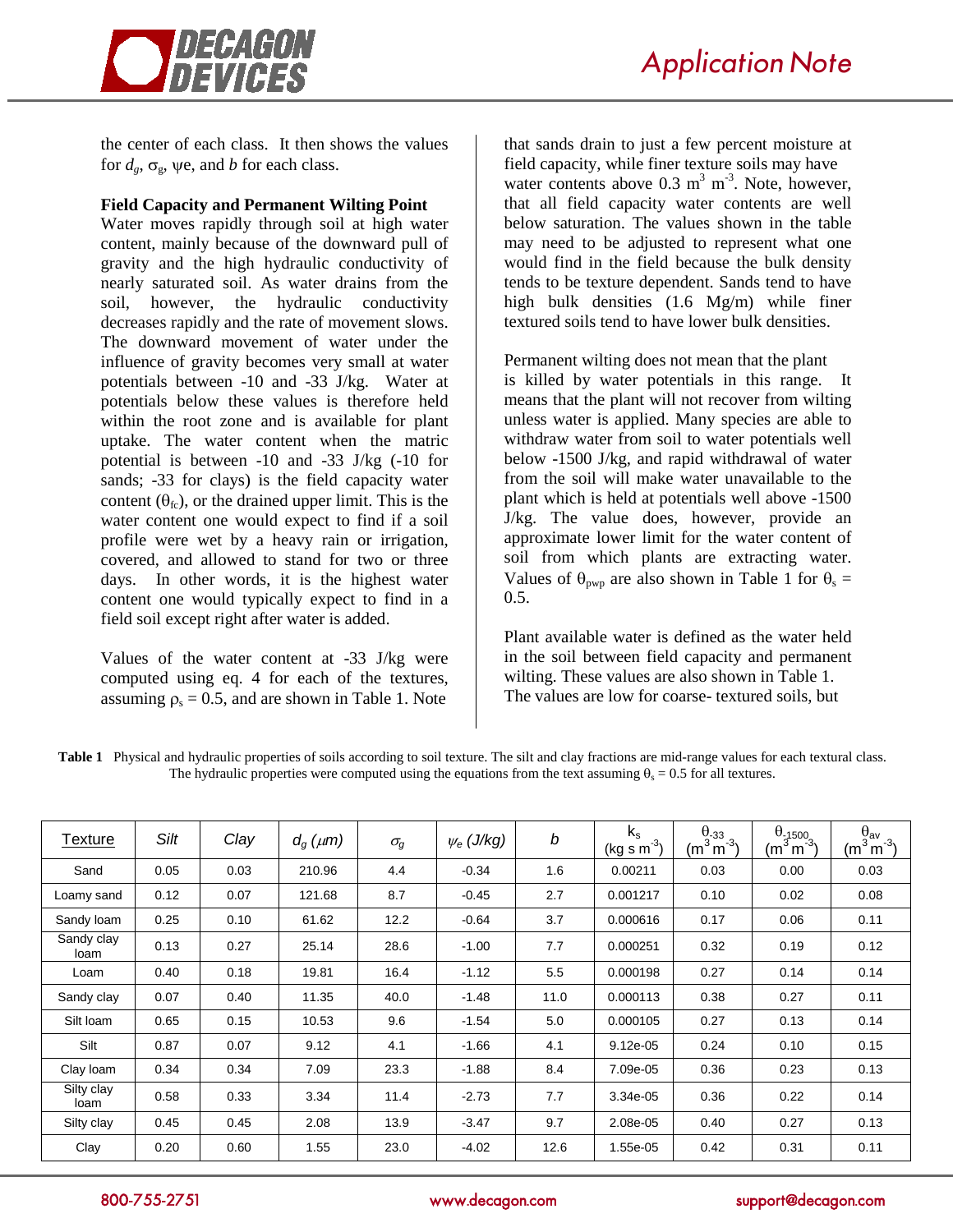the center of each class. It then shows the values for $d_g$, $\sigma_g$, $\psi e$, and $b$ for each class.

**Field Capacity and Permanent Wilting Point**

Water moves rapidly through soil at high water content, mainly because of the downward pull of gravity and the high hydraulic conductivity of nearly saturated soil. As water drains from the soil, however, the hydraulic conductivity decreases rapidly and the rate of movement slows. The downward movement of water under the influence of gravity becomes very small at water potentials between -10 and -33 J/kg. Water at potentials below these values is therefore held within the root zone and is available for plant uptake. The water content when the matric potential is between -10 and -33 J/kg (-10 for sands; -33 for clays) is the field capacity water content ($\theta_{fc}$), or the drained upper limit. This is the water content one would expect to find if a soil profile were wet by a heavy rain or irrigation, covered, and allowed to stand for two or three days. In other words, it is the highest water content one would typically expect to find in a field soil except right after water is added.

Values of the water content at -33 J/kg were computed using eq. 4 for each of the textures, assuming $\rho_s = 0.5$, and are shown in Table 1. Note that sands drain to just a few percent moisture at field capacity, while finer texture soils may have water contents above 0.3 $m^3\ m^{-3}$. Note, however, that all field capacity water contents are well below saturation. The values shown in the table may need to be adjusted to represent what one would find in the field because the bulk density tends to be texture dependent. Sands tend to have high bulk densities (1.6 Mg/m) while finer textured soils tend to have lower bulk densities.

Permanent wilting does not mean that the plant is killed by water potentials in this range. It means that the plant will not recover from wilting unless water is applied. Many species are able to withdraw water from soil to water potentials well below -1500 J/kg, and rapid withdrawal of water from the soil will make water unavailable to the plant which is held at potentials well above -1500 J/kg. The value does, however, provide an approximate lower limit for the water content of soil from which plants are extracting water. Values of $\theta_{pwp}$ are also shown in Table 1 for $\theta_s$ = 0.5.

Plant available water is defined as the water held in the soil between field capacity and permanent wilting. These values are also shown in Table 1. The values are low for coarse- textured soils, but

**Table 1** Physical and hydraulic properties of soils according to soil texture. The silt and clay fractions are mid-range values for each textural class. The hydraulic properties were computed using the equations from the text assuming $\theta_s$ = 0.5 for all textures.

| Texture | Silt | Clay | $d_g$ ($\mu m$) | $\sigma_g$ | $\psi_e$ (J/kg) | $b$ | $k_s$ (kg s $m^{-3}$) | $\theta_{-33}$ ($m^3 m^{-3}$) | $\theta_{-1500}$ ($m^3 m^{-3}$) | $\theta_{av}$ ($m^3 m^{-3}$) |
|---|---|---|---|---|---|---|---|---|---|---|
| Sand | 0.05 | 0.03 | 210.96 | 4.4 | -0.34 | 1.6 | 0.00211 | 0.03 | 0.00 | 0.03 |
| Loamy sand | 0.12 | 0.07 | 121.68 | 8.7 | -0.45 | 2.7 | 0.001217 | 0.10 | 0.02 | 0.08 |
| Sandy loam | 0.25 | 0.10 | 61.62 | 12.2 | -0.64 | 3.7 | 0.000616 | 0.17 | 0.06 | 0.11 |
| Sandy clay loam | 0.13 | 0.27 | 25.14 | 28.6 | -1.00 | 7.7 | 0.000251 | 0.32 | 0.19 | 0.12 |
| Loam | 0.40 | 0.18 | 19.81 | 16.4 | -1.12 | 5.5 | 0.000198 | 0.27 | 0.14 | 0.14 |
| Sandy clay | 0.07 | 0.40 | 11.35 | 40.0 | -1.48 | 11.0 | 0.000113 | 0.38 | 0.27 | 0.11 |
| Silt loam | 0.65 | 0.15 | 10.53 | 9.6 | -1.54 | 5.0 | 0.000105 | 0.27 | 0.13 | 0.14 |
| Silt | 0.87 | 0.07 | 9.12 | 4.1 | -1.66 | 4.1 | 9.12e-05 | 0.24 | 0.10 | 0.15 |
| Clay loam | 0.34 | 0.34 | 7.09 | 23.3 | -1.88 | 8.4 | 7.09e-05 | 0.36 | 0.23 | 0.13 |
| Silty clay loam | 0.58 | 0.33 | 3.34 | 11.4 | -2.73 | 7.7 | 3.34e-05 | 0.36 | 0.22 | 0.14 |
| Silty clay | 0.45 | 0.45 | 2.08 | 13.9 | -3.47 | 9.7 | 2.08e-05 | 0.40 | 0.27 | 0.13 |
| Clay | 0.20 | 0.60 | 1.55 | 23.0 | -4.02 | 12.6 | 1.55e-05 | 0.42 | 0.31 | 0.11 |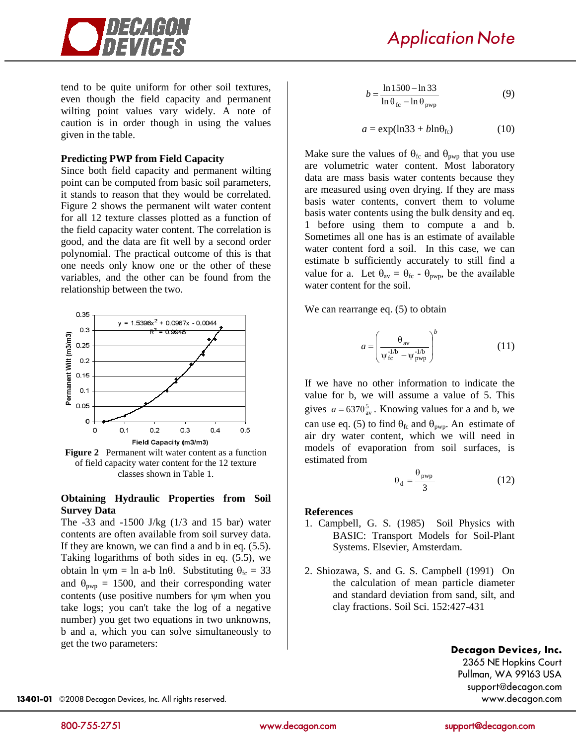tend to be quite uniform for other soil textures, even though the field capacity and permanent wilting point values vary widely. A note of caution is in order though in using the values given in the table.

**Predicting PWP from Field Capacity**

Since both field capacity and permanent wilting point can be computed from basic soil parameters, it stands to reason that they would be correlated. Figure 2 shows the permanent wilt water content for all 12 texture classes plotted as a function of the field capacity water content. The correlation is good, and the data are fit well by a second order polynomial. The practical outcome of this is that one needs only know one or the other of these variables, and the other can be found from the relationship between the two.

y = 1.5396x² + 0.0967x - 0.0044
R² = 0.9948
Permanent Wilt (m3/m3)
0.35
0.3
0.25
0.2
0.15
0.1
0.05
0
0
0.1
0.2
0.3
0.4
0.5
Field Capacity (m3/m3)

**Figure 2** Permanent wilt water content as a function of field capacity water content for the 12 texture classes shown in Table 1.

**Obtaining Hydraulic Properties from Soil Survey Data**

The -33 and -1500 J/kg (1/3 and 15 bar) water contents are often available from soil survey data. If they are known, we can find a and b in eq. (5.5). Taking logarithms of both sides in eq. (5.5), we obtain ln $\psi$m = ln a-b ln$\theta$. Substituting $\theta_{fc}$ = 33 and $\theta_{pwp}$ = 1500, and their corresponding water contents (use positive numbers for $\psi$m when you take logs; you can't take the log of a negative number) you get two equations in two unknowns, b and a, which you can solve simultaneously to get the two parameters:

$$b = \frac{\ln 1500 - \ln 33}{\ln \theta_{fc} - \ln \theta_{pwp}} \qquad (9)$$

$$a = \exp(\ln 33 + b \ln \theta_{fc}) \qquad (10)$$

Make sure the values of $\theta_{fc}$ and $\theta_{pwp}$ that you use are volumetric water content. Most laboratory data are mass basis water contents because they are measured using oven drying. If they are mass basis water contents, convert them to volume basis water contents using the bulk density and eq. 1 before using them to compute a and b. Sometimes all one has is an estimate of available water content ford a soil. In this case, we can estimate b sufficiently accurately to still find a value for a. Let $\theta_{av} = \theta_{fc} - \theta_{pwp}$, be the available water content for the soil.

We can rearrange eq. (5) to obtain

$$a = \left( \frac{\theta_{av}}{\psi_{fc}^{-1/b} - \psi_{pwp}^{-1/b}} \right)^{b} \qquad (11)$$

If we have no other information to indicate the value for b, we will assume a value of 5. This gives $a = 6370\theta_{av}^{5}$. Knowing values for a and b, we can use eq. (5) to find $\theta_{fc}$ and $\theta_{pwp}$. An estimate of air dry water content, which we will need in models of evaporation from soil surfaces, is estimated from

$$\theta_d = \frac{\theta_{pwp}}{3} \qquad (12)$$

**References**

1. Campbell, G. S. (1985) Soil Physics with BASIC: Transport Models for Soil-Plant Systems. Elsevier, Amsterdam.

2. Shiozawa, S. and G. S. Campbell (1991) On the calculation of mean particle diameter and standard deviation from sand, silt, and clay fractions. Soil Sci. 152:427-431

**Decagon Devices, Inc.**
2365 NE Hopkins Court
Pullman, WA 99163 USA
support@decagon.com
www.decagon.com

**13401-01** ©2008 Decagon Devices, Inc. All rights reserved.